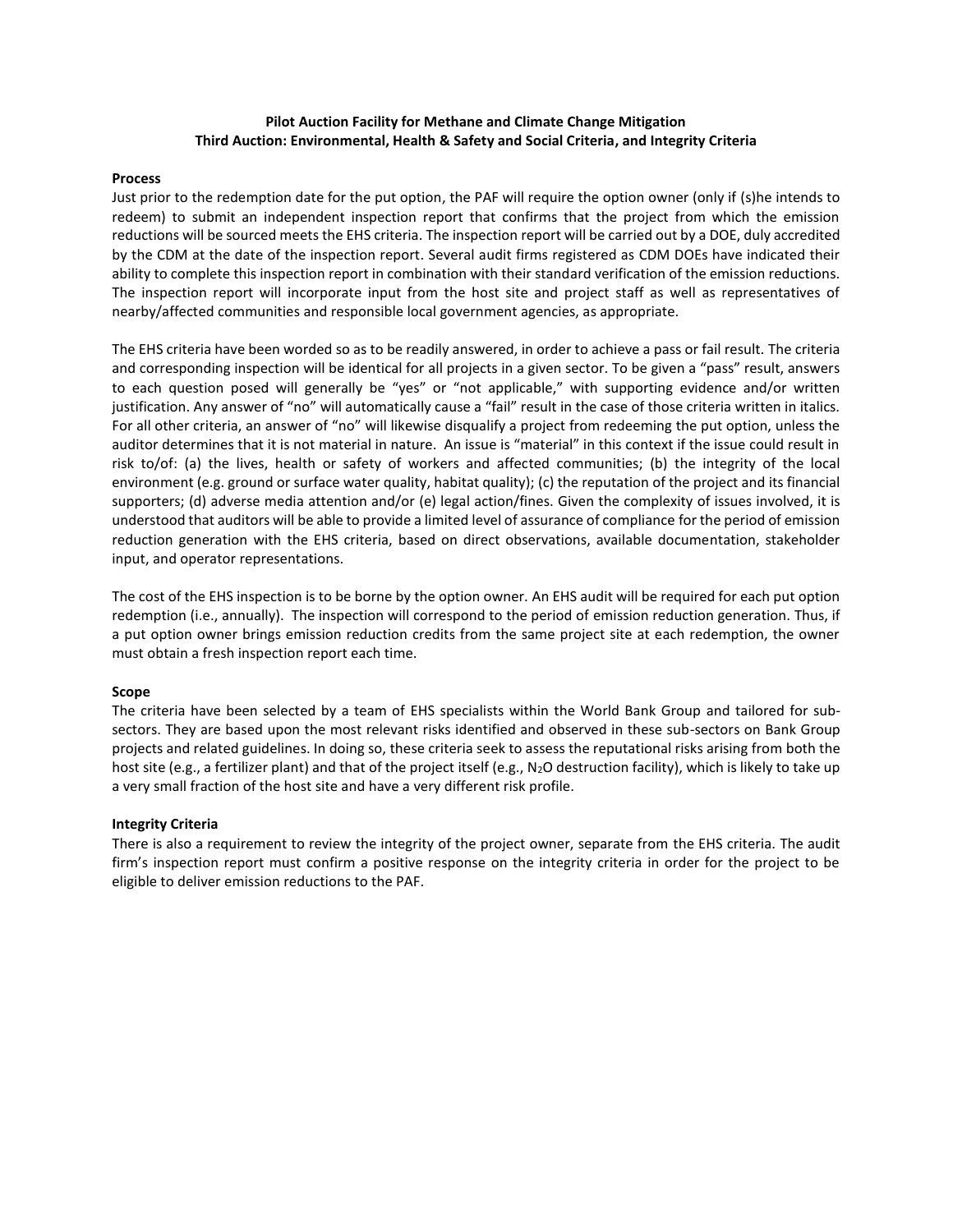**Pilot Auction Facility for Methane and Climate Change Mitigation**
**Third Auction: Environmental, Health & Safety and Social Criteria, and Integrity Criteria**

**Process**

Just prior to the redemption date for the put option, the PAF will require the option owner (only if (s)he intends to redeem) to submit an independent inspection report that confirms that the project from which the emission reductions will be sourced meets the EHS criteria. The inspection report will be carried out by a DOE, duly accredited by the CDM at the date of the inspection report. Several audit firms registered as CDM DOEs have indicated their ability to complete this inspection report in combination with their standard verification of the emission reductions. The inspection report will incorporate input from the host site and project staff as well as representatives of nearby/affected communities and responsible local government agencies, as appropriate.

The EHS criteria have been worded so as to be readily answered, in order to achieve a pass or fail result. The criteria and corresponding inspection will be identical for all projects in a given sector. To be given a "pass" result, answers to each question posed will generally be "yes" or "not applicable," with supporting evidence and/or written justification. Any answer of "no" will automatically cause a "fail" result in the case of those criteria written in italics. For all other criteria, an answer of "no" will likewise disqualify a project from redeeming the put option, unless the auditor determines that it is not material in nature. An issue is "material" in this context if the issue could result in risk to/of: (a) the lives, health or safety of workers and affected communities; (b) the integrity of the local environment (e.g. ground or surface water quality, habitat quality); (c) the reputation of the project and its financial supporters; (d) adverse media attention and/or (e) legal action/fines. Given the complexity of issues involved, it is understood that auditors will be able to provide a limited level of assurance of compliance for the period of emission reduction generation with the EHS criteria, based on direct observations, available documentation, stakeholder input, and operator representations.

The cost of the EHS inspection is to be borne by the option owner. An EHS audit will be required for each put option redemption (i.e., annually). The inspection will correspond to the period of emission reduction generation. Thus, if a put option owner brings emission reduction credits from the same project site at each redemption, the owner must obtain a fresh inspection report each time.

**Scope**

The criteria have been selected by a team of EHS specialists within the World Bank Group and tailored for sub-sectors. They are based upon the most relevant risks identified and observed in these sub-sectors on Bank Group projects and related guidelines. In doing so, these criteria seek to assess the reputational risks arising from both the host site (e.g., a fertilizer plant) and that of the project itself (e.g., $N_2O$ destruction facility), which is likely to take up a very small fraction of the host site and have a very different risk profile.

**Integrity Criteria**

There is also a requirement to review the integrity of the project owner, separate from the EHS criteria. The audit firm's inspection report must confirm a positive response on the integrity criteria in order for the project to be eligible to deliver emission reductions to the PAF.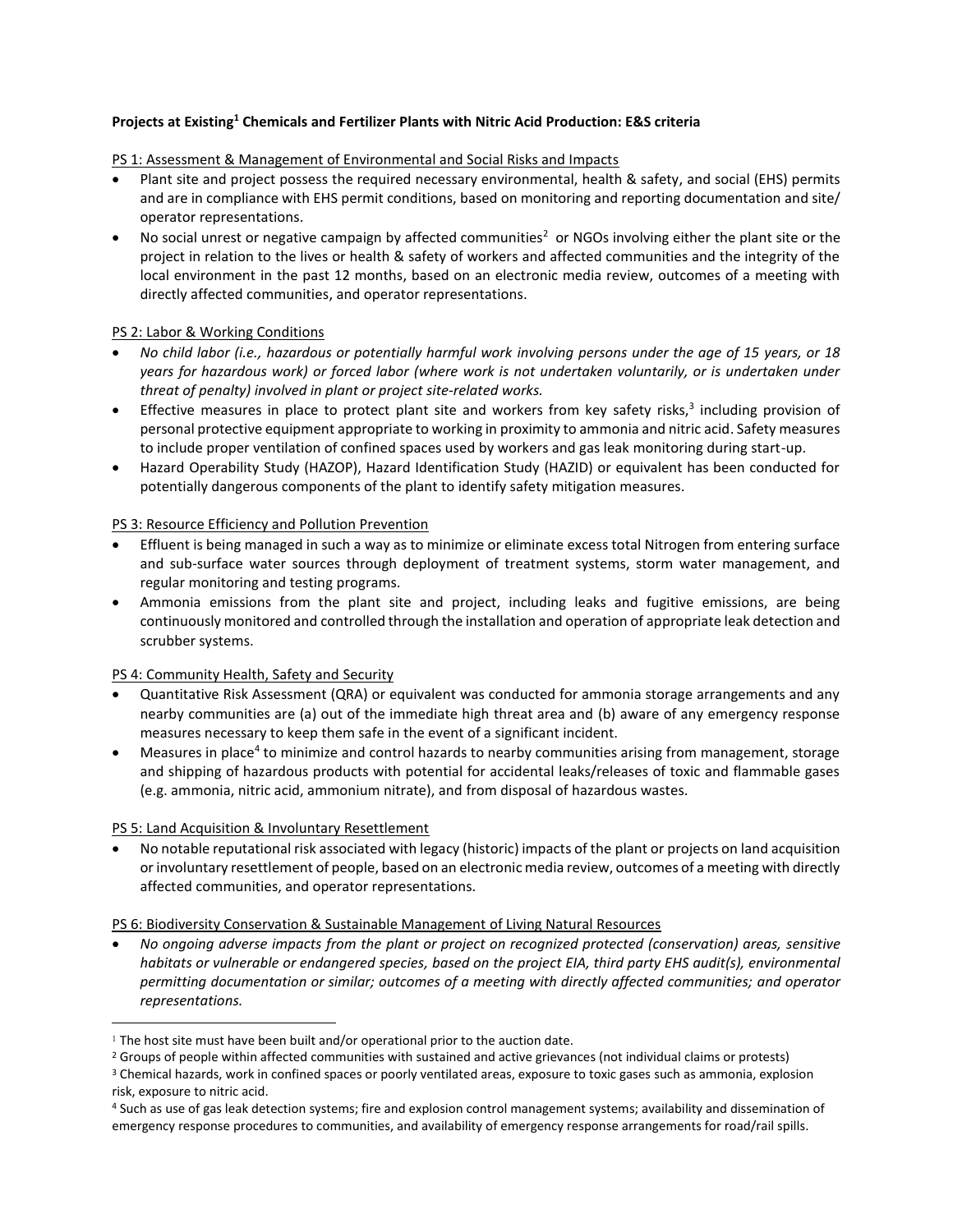**Projects at Existing[1] Chemicals and Fertilizer Plants with Nitric Acid Production: E&S criteria**

PS 1: Assessment & Management of Environmental and Social Risks and Impacts

- Plant site and project possess the required necessary environmental, health & safety, and social (EHS) permits and are in compliance with EHS permit conditions, based on monitoring and reporting documentation and site/ operator representations.
- No social unrest or negative campaign by affected communities[2] or NGOs involving either the plant site or the project in relation to the lives or health & safety of workers and affected communities and the integrity of the local environment in the past 12 months, based on an electronic media review, outcomes of a meeting with directly affected communities, and operator representations.

PS 2: Labor & Working Conditions

- *No child labor (i.e., hazardous or potentially harmful work involving persons under the age of 15 years, or 18 years for hazardous work) or forced labor (where work is not undertaken voluntarily, or is undertaken under threat of penalty) involved in plant or project site-related works.*
- Effective measures in place to protect plant site and workers from key safety risks,[3] including provision of personal protective equipment appropriate to working in proximity to ammonia and nitric acid. Safety measures to include proper ventilation of confined spaces used by workers and gas leak monitoring during start-up.
- Hazard Operability Study (HAZOP), Hazard Identification Study (HAZID) or equivalent has been conducted for potentially dangerous components of the plant to identify safety mitigation measures.

PS 3: Resource Efficiency and Pollution Prevention

- Effluent is being managed in such a way as to minimize or eliminate excess total Nitrogen from entering surface and sub-surface water sources through deployment of treatment systems, storm water management, and regular monitoring and testing programs.
- Ammonia emissions from the plant site and project, including leaks and fugitive emissions, are being continuously monitored and controlled through the installation and operation of appropriate leak detection and scrubber systems.

PS 4: Community Health, Safety and Security

- Quantitative Risk Assessment (QRA) or equivalent was conducted for ammonia storage arrangements and any nearby communities are (a) out of the immediate high threat area and (b) aware of any emergency response measures necessary to keep them safe in the event of a significant incident.
- Measures in place[4] to minimize and control hazards to nearby communities arising from management, storage and shipping of hazardous products with potential for accidental leaks/releases of toxic and flammable gases (e.g. ammonia, nitric acid, ammonium nitrate), and from disposal of hazardous wastes.

PS 5: Land Acquisition & Involuntary Resettlement

- No notable reputational risk associated with legacy (historic) impacts of the plant or projects on land acquisition or involuntary resettlement of people, based on an electronic media review, outcomes of a meeting with directly affected communities, and operator representations.

PS 6: Biodiversity Conservation & Sustainable Management of Living Natural Resources

- *No ongoing adverse impacts from the plant or project on recognized protected (conservation) areas, sensitive habitats or vulnerable or endangered species, based on the project EIA, third party EHS audit(s), environmental permitting documentation or similar; outcomes of a meeting with directly affected communities; and operator representations.*

---

[1] The host site must have been built and/or operational prior to the auction date.

[2] Groups of people within affected communities with sustained and active grievances (not individual claims or protests)

[3] Chemical hazards, work in confined spaces or poorly ventilated areas, exposure to toxic gases such as ammonia, explosion risk, exposure to nitric acid.

[4] Such as use of gas leak detection systems; fire and explosion control management systems; availability and dissemination of emergency response procedures to communities, and availability of emergency response arrangements for road/rail spills.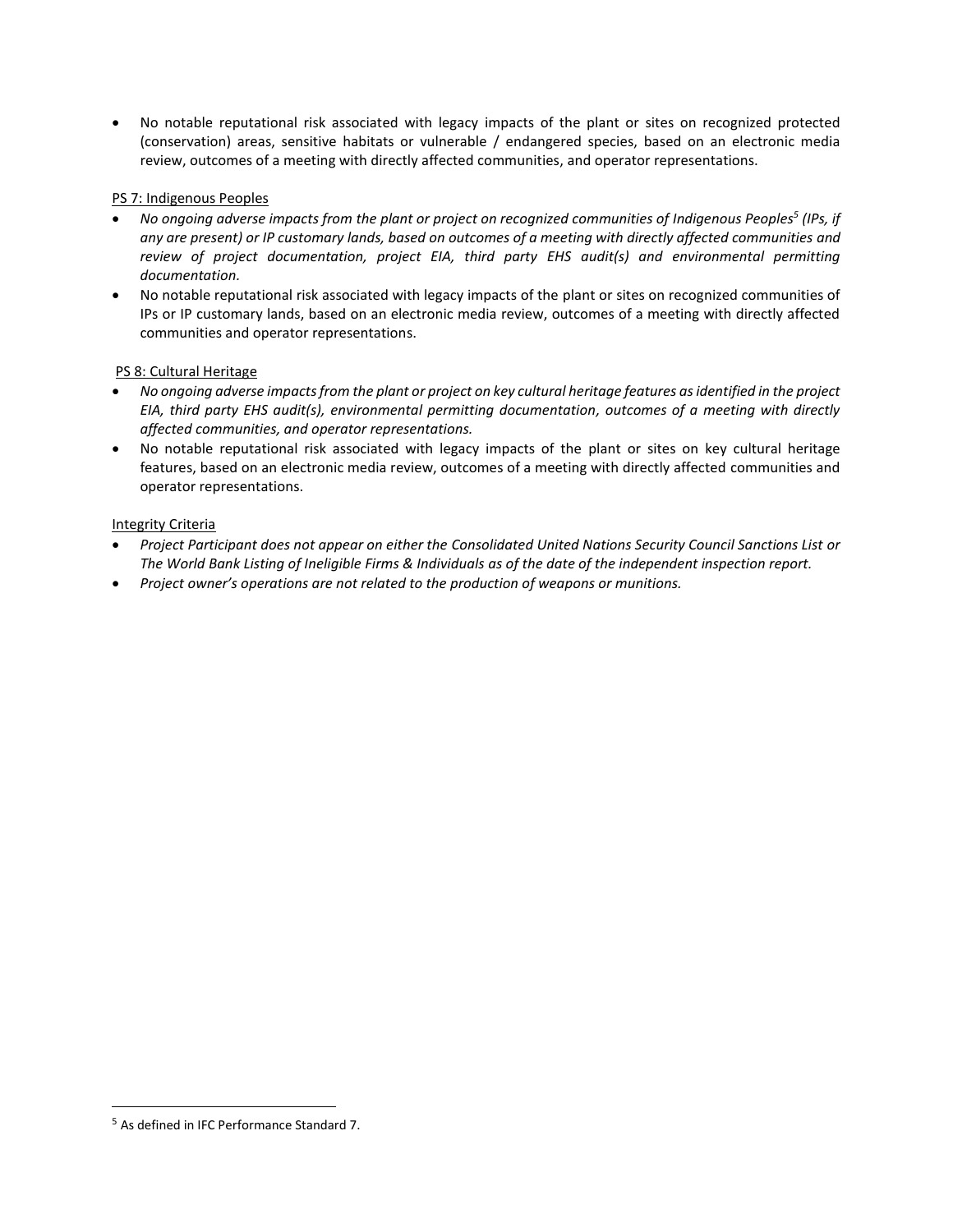- No notable reputational risk associated with legacy impacts of the plant or sites on recognized protected (conservation) areas, sensitive habitats or vulnerable / endangered species, based on an electronic media review, outcomes of a meeting with directly affected communities, and operator representations.

<u>PS 7: Indigenous Peoples</u>

- *No ongoing adverse impacts from the plant or project on recognized communities of Indigenous Peoples[5] (IPs, if any are present) or IP customary lands, based on outcomes of a meeting with directly affected communities and review of project documentation, project EIA, third party EHS audit(s) and environmental permitting documentation.*
- No notable reputational risk associated with legacy impacts of the plant or sites on recognized communities of IPs or IP customary lands, based on an electronic media review, outcomes of a meeting with directly affected communities and operator representations.

<u>PS 8: Cultural Heritage</u>

- *No ongoing adverse impacts from the plant or project on key cultural heritage features as identified in the project EIA, third party EHS audit(s), environmental permitting documentation, outcomes of a meeting with directly affected communities, and operator representations.*
- No notable reputational risk associated with legacy impacts of the plant or sites on key cultural heritage features, based on an electronic media review, outcomes of a meeting with directly affected communities and operator representations.

<u>Integrity Criteria</u>

- *Project Participant does not appear on either the Consolidated United Nations Security Council Sanctions List or The World Bank Listing of Ineligible Firms & Individuals as of the date of the independent inspection report.*
- *Project owner's operations are not related to the production of weapons or munitions.*

---

[5] As defined in IFC Performance Standard 7.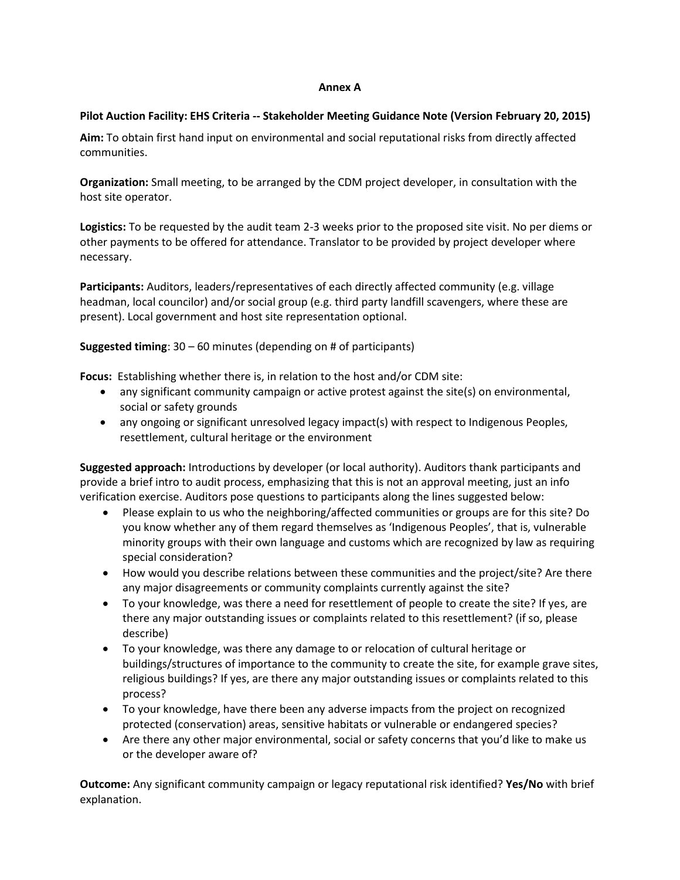# Annex A

**Pilot Auction Facility: EHS Criteria -- Stakeholder Meeting Guidance Note (Version February 20, 2015)**

**Aim:** To obtain first hand input on environmental and social reputational risks from directly affected communities.

**Organization:** Small meeting, to be arranged by the CDM project developer, in consultation with the host site operator.

**Logistics:** To be requested by the audit team 2-3 weeks prior to the proposed site visit. No per diems or other payments to be offered for attendance. Translator to be provided by project developer where necessary.

**Participants:** Auditors, leaders/representatives of each directly affected community (e.g. village headman, local councilor) and/or social group (e.g. third party landfill scavengers, where these are present). Local government and host site representation optional.

**Suggested timing**: 30 – 60 minutes (depending on # of participants)

**Focus:** Establishing whether there is, in relation to the host and/or CDM site:

- any significant community campaign or active protest against the site(s) on environmental, social or safety grounds
- any ongoing or significant unresolved legacy impact(s) with respect to Indigenous Peoples, resettlement, cultural heritage or the environment

**Suggested approach:** Introductions by developer (or local authority). Auditors thank participants and provide a brief intro to audit process, emphasizing that this is not an approval meeting, just an info verification exercise. Auditors pose questions to participants along the lines suggested below:

- Please explain to us who the neighboring/affected communities or groups are for this site? Do you know whether any of them regard themselves as 'Indigenous Peoples', that is, vulnerable minority groups with their own language and customs which are recognized by law as requiring special consideration?
- How would you describe relations between these communities and the project/site? Are there any major disagreements or community complaints currently against the site?
- To your knowledge, was there a need for resettlement of people to create the site? If yes, are there any major outstanding issues or complaints related to this resettlement? (if so, please describe)
- To your knowledge, was there any damage to or relocation of cultural heritage or buildings/structures of importance to the community to create the site, for example grave sites, religious buildings? If yes, are there any major outstanding issues or complaints related to this process?
- To your knowledge, have there been any adverse impacts from the project on recognized protected (conservation) areas, sensitive habitats or vulnerable or endangered species?
- Are there any other major environmental, social or safety concerns that you'd like to make us or the developer aware of?

**Outcome:** Any significant community campaign or legacy reputational risk identified? **Yes/No** with brief explanation.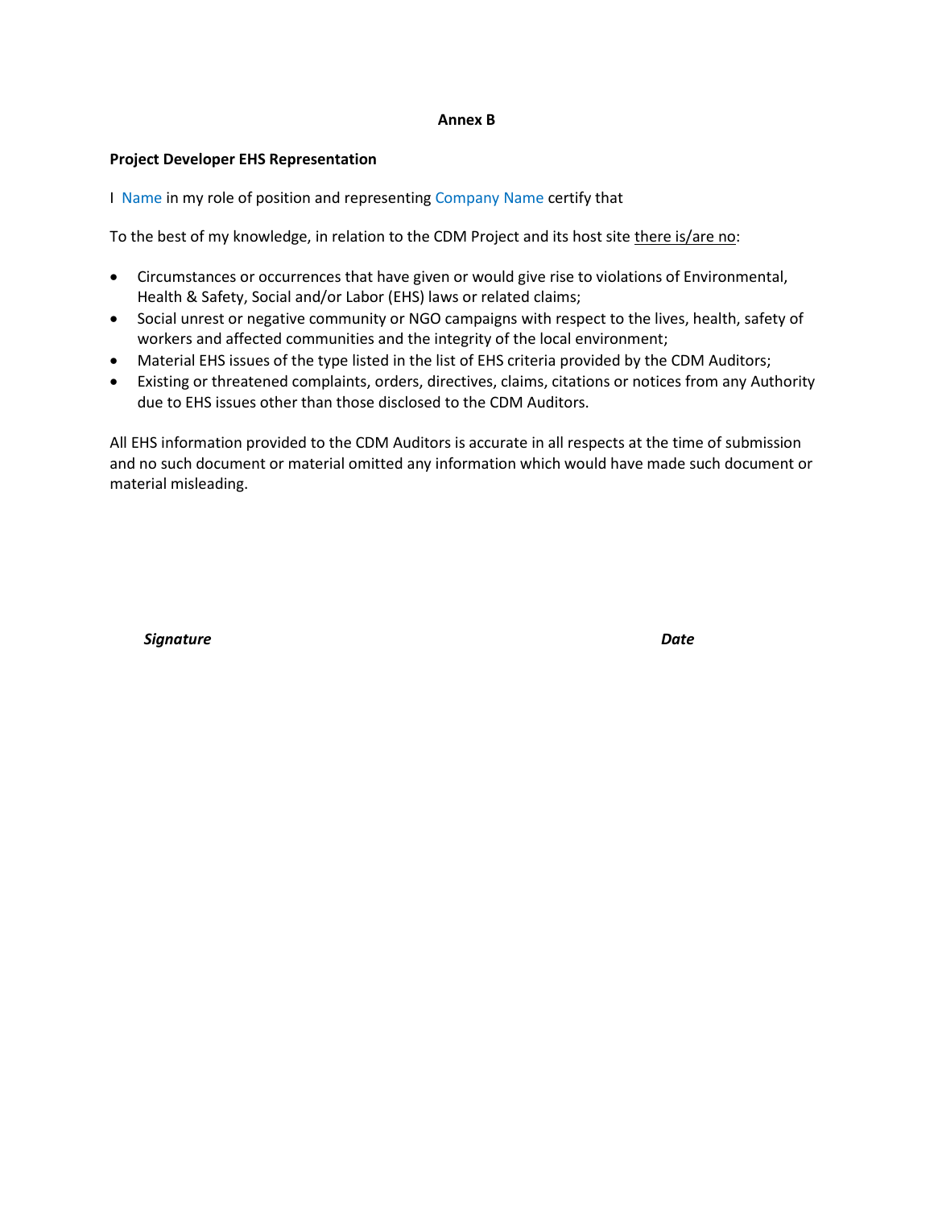**Annex B**

**Project Developer EHS Representation**

I Name in my role of position and representing Company Name certify that

To the best of my knowledge, in relation to the CDM Project and its host site <u>there is/are no</u>:

- Circumstances or occurrences that have given or would give rise to violations of Environmental, Health & Safety, Social and/or Labor (EHS) laws or related claims;
- Social unrest or negative community or NGO campaigns with respect to the lives, health, safety of workers and affected communities and the integrity of the local environment;
- Material EHS issues of the type listed in the list of EHS criteria provided by the CDM Auditors;
- Existing or threatened complaints, orders, directives, claims, citations or notices from any Authority due to EHS issues other than those disclosed to the CDM Auditors.

All EHS information provided to the CDM Auditors is accurate in all respects at the time of submission and no such document or material omitted any information which would have made such document or material misleading.

***Signature*** ***Date***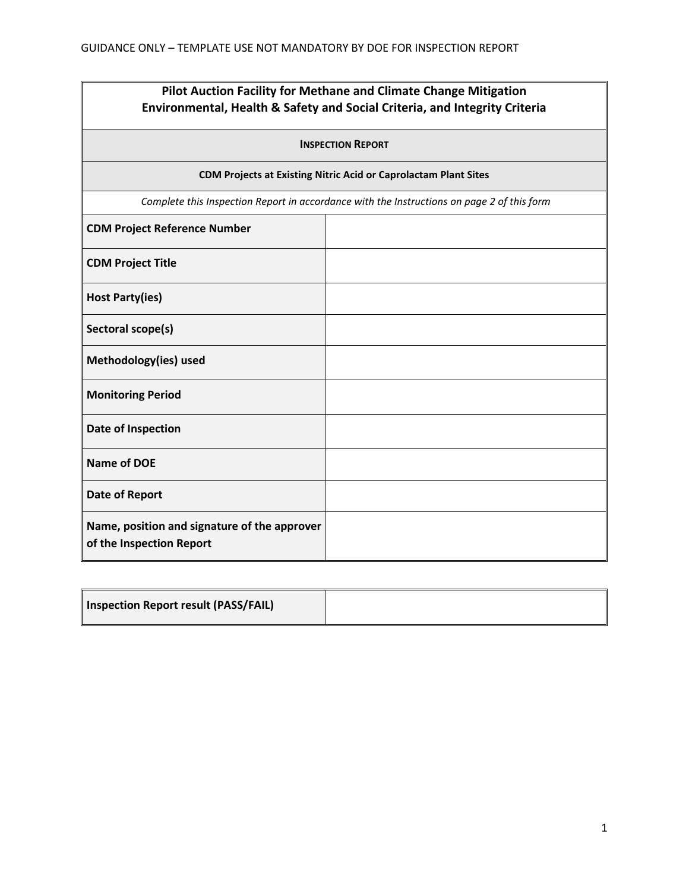GUIDANCE ONLY – TEMPLATE USE NOT MANDATORY BY DOE FOR INSPECTION REPORT

| **Pilot Auction Facility for Methane and Climate Change Mitigation<br>Environmental, Health & Safety and Social Criteria, and Integrity Criteria** | |
|---|---|
| **INSPECTION REPORT** | |
| **CDM Projects at Existing Nitric Acid or Caprolactam Plant Sites** | |
| *Complete this Inspection Report in accordance with the Instructions on page 2 of this form* | |
| **CDM Project Reference Number** | |
| **CDM Project Title** | |
| **Host Party(ies)** | |
| **Sectoral scope(s)** | |
| **Methodology(ies) used** | |
| **Monitoring Period** | |
| **Date of Inspection** | |
| **Name of DOE** | |
| **Date of Report** | |
| **Name, position and signature of the approver of the Inspection Report** | |

| **Inspection Report result (PASS/FAIL)** | |
|---|---|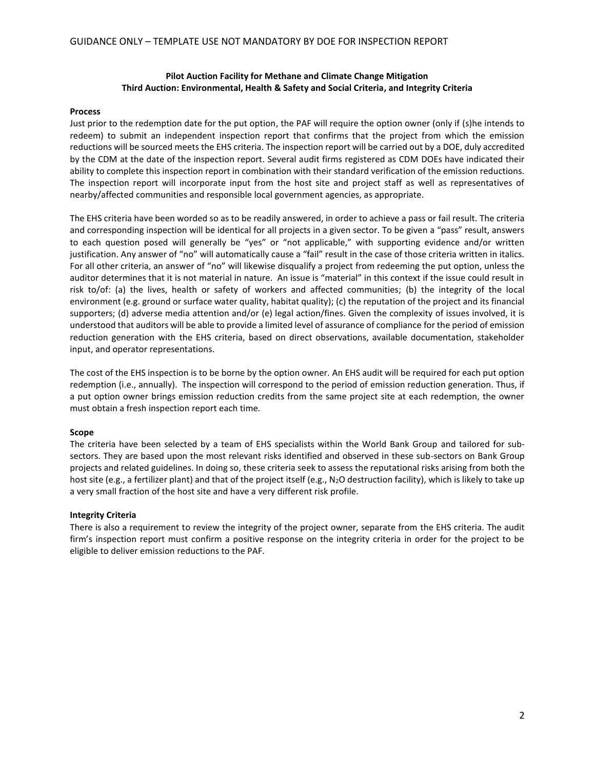GUIDANCE ONLY – TEMPLATE USE NOT MANDATORY BY DOE FOR INSPECTION REPORT

**Pilot Auction Facility for Methane and Climate Change Mitigation**
**Third Auction: Environmental, Health & Safety and Social Criteria, and Integrity Criteria**

**Process**

Just prior to the redemption date for the put option, the PAF will require the option owner (only if (s)he intends to redeem) to submit an independent inspection report that confirms that the project from which the emission reductions will be sourced meets the EHS criteria. The inspection report will be carried out by a DOE, duly accredited by the CDM at the date of the inspection report. Several audit firms registered as CDM DOEs have indicated their ability to complete this inspection report in combination with their standard verification of the emission reductions. The inspection report will incorporate input from the host site and project staff as well as representatives of nearby/affected communities and responsible local government agencies, as appropriate.

The EHS criteria have been worded so as to be readily answered, in order to achieve a pass or fail result. The criteria and corresponding inspection will be identical for all projects in a given sector. To be given a "pass" result, answers to each question posed will generally be "yes" or "not applicable," with supporting evidence and/or written justification. Any answer of "no" will automatically cause a "fail" result in the case of those criteria written in italics. For all other criteria, an answer of "no" will likewise disqualify a project from redeeming the put option, unless the auditor determines that it is not material in nature. An issue is "material" in this context if the issue could result in risk to/of: (a) the lives, health or safety of workers and affected communities; (b) the integrity of the local environment (e.g. ground or surface water quality, habitat quality); (c) the reputation of the project and its financial supporters; (d) adverse media attention and/or (e) legal action/fines. Given the complexity of issues involved, it is understood that auditors will be able to provide a limited level of assurance of compliance for the period of emission reduction generation with the EHS criteria, based on direct observations, available documentation, stakeholder input, and operator representations.

The cost of the EHS inspection is to be borne by the option owner. An EHS audit will be required for each put option redemption (i.e., annually). The inspection will correspond to the period of emission reduction generation. Thus, if a put option owner brings emission reduction credits from the same project site at each redemption, the owner must obtain a fresh inspection report each time.

**Scope**

The criteria have been selected by a team of EHS specialists within the World Bank Group and tailored for sub-sectors. They are based upon the most relevant risks identified and observed in these sub-sectors on Bank Group projects and related guidelines. In doing so, these criteria seek to assess the reputational risks arising from both the host site (e.g., a fertilizer plant) and that of the project itself (e.g., $N_2O$ destruction facility), which is likely to take up a very small fraction of the host site and have a very different risk profile.

**Integrity Criteria**

There is also a requirement to review the integrity of the project owner, separate from the EHS criteria. The audit firm's inspection report must confirm a positive response on the integrity criteria in order for the project to be eligible to deliver emission reductions to the PAF.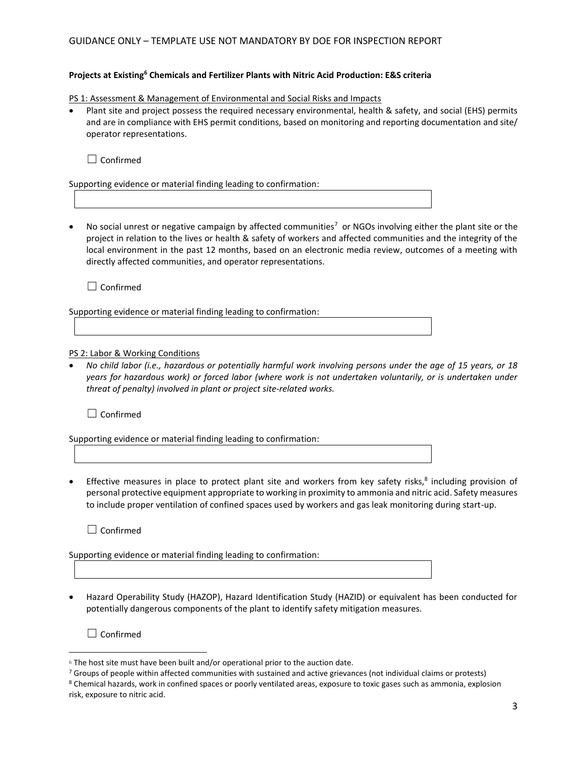**Projects at Existing[6] Chemicals and Fertilizer Plants with Nitric Acid Production: E&S criteria**

PS 1: Assessment & Management of Environmental and Social Risks and Impacts

- Plant site and project possess the required necessary environmental, health & safety, and social (EHS) permits and are in compliance with EHS permit conditions, based on monitoring and reporting documentation and site/ operator representations.

☐ Confirmed

Supporting evidence or material finding leading to confirmation:

- No social unrest or negative campaign by affected communities[7] or NGOs involving either the plant site or the project in relation to the lives or health & safety of workers and affected communities and the integrity of the local environment in the past 12 months, based on an electronic media review, outcomes of a meeting with directly affected communities, and operator representations.

☐ Confirmed

Supporting evidence or material finding leading to confirmation:

PS 2: Labor & Working Conditions

- *No child labor (i.e., hazardous or potentially harmful work involving persons under the age of 15 years, or 18 years for hazardous work) or forced labor (where work is not undertaken voluntarily, or is undertaken under threat of penalty) involved in plant or project site-related works.*

☐ Confirmed

Supporting evidence or material finding leading to confirmation:

- Effective measures in place to protect plant site and workers from key safety risks,[8] including provision of personal protective equipment appropriate to working in proximity to ammonia and nitric acid. Safety measures to include proper ventilation of confined spaces used by workers and gas leak monitoring during start-up.

☐ Confirmed

Supporting evidence or material finding leading to confirmation:

- Hazard Operability Study (HAZOP), Hazard Identification Study (HAZID) or equivalent has been conducted for potentially dangerous components of the plant to identify safety mitigation measures.

☐ Confirmed

---

[6] The host site must have been built and/or operational prior to the auction date.

[7] Groups of people within affected communities with sustained and active grievances (not individual claims or protests)

[8] Chemical hazards, work in confined spaces or poorly ventilated areas, exposure to toxic gases such as ammonia, explosion risk, exposure to nitric acid.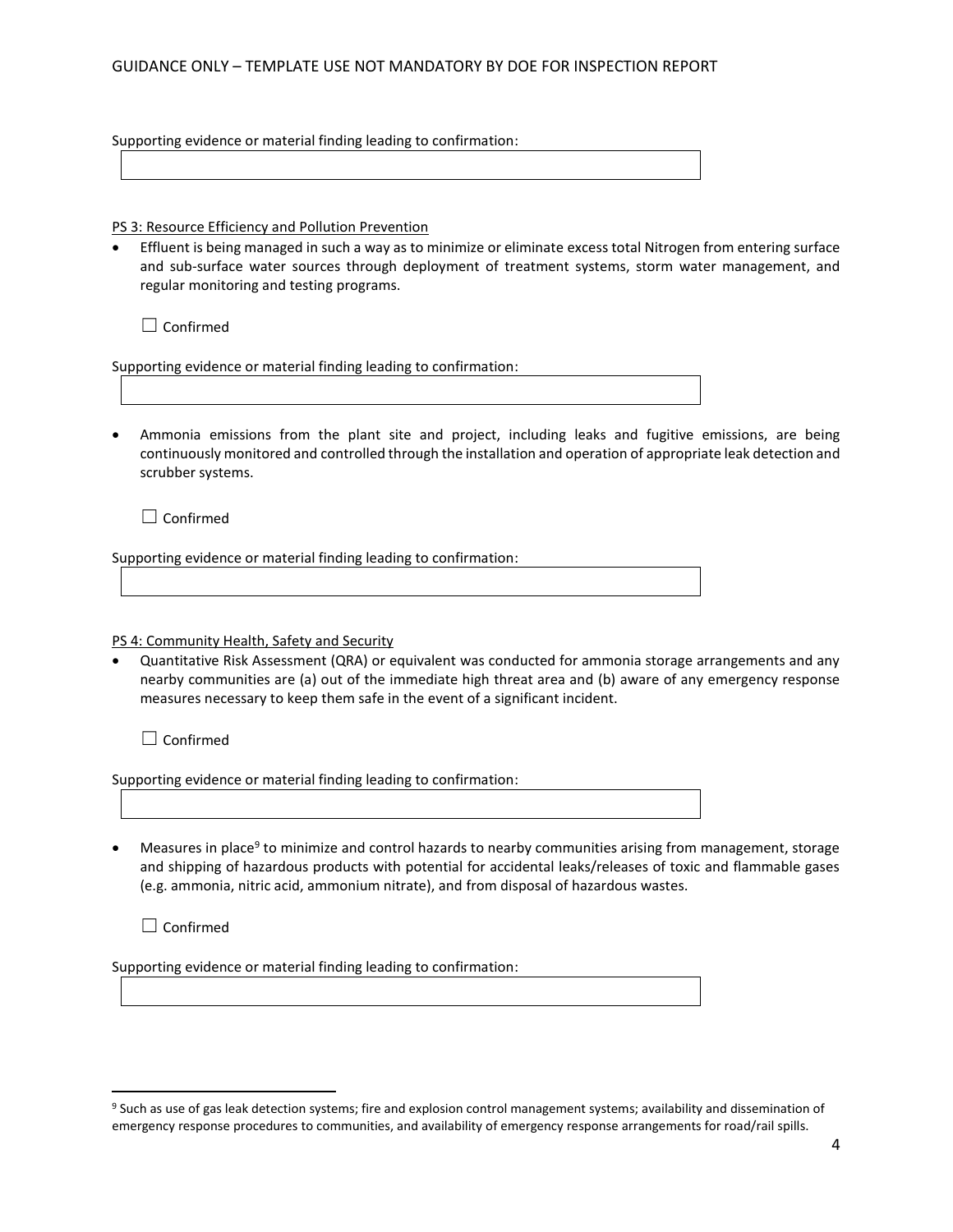Supporting evidence or material finding leading to confirmation:

PS 3: Resource Efficiency and Pollution Prevention

- Effluent is being managed in such a way as to minimize or eliminate excess total Nitrogen from entering surface and sub-surface water sources through deployment of treatment systems, storm water management, and regular monitoring and testing programs.

☐ Confirmed

Supporting evidence or material finding leading to confirmation:

- Ammonia emissions from the plant site and project, including leaks and fugitive emissions, are being continuously monitored and controlled through the installation and operation of appropriate leak detection and scrubber systems.

☐ Confirmed

Supporting evidence or material finding leading to confirmation:

PS 4: Community Health, Safety and Security

- Quantitative Risk Assessment (QRA) or equivalent was conducted for ammonia storage arrangements and any nearby communities are (a) out of the immediate high threat area and (b) aware of any emergency response measures necessary to keep them safe in the event of a significant incident.

☐ Confirmed

Supporting evidence or material finding leading to confirmation:

- Measures in place[9] to minimize and control hazards to nearby communities arising from management, storage and shipping of hazardous products with potential for accidental leaks/releases of toxic and flammable gases (e.g. ammonia, nitric acid, ammonium nitrate), and from disposal of hazardous wastes.

☐ Confirmed

Supporting evidence or material finding leading to confirmation:

---

[9] Such as use of gas leak detection systems; fire and explosion control management systems; availability and dissemination of emergency response procedures to communities, and availability of emergency response arrangements for road/rail spills.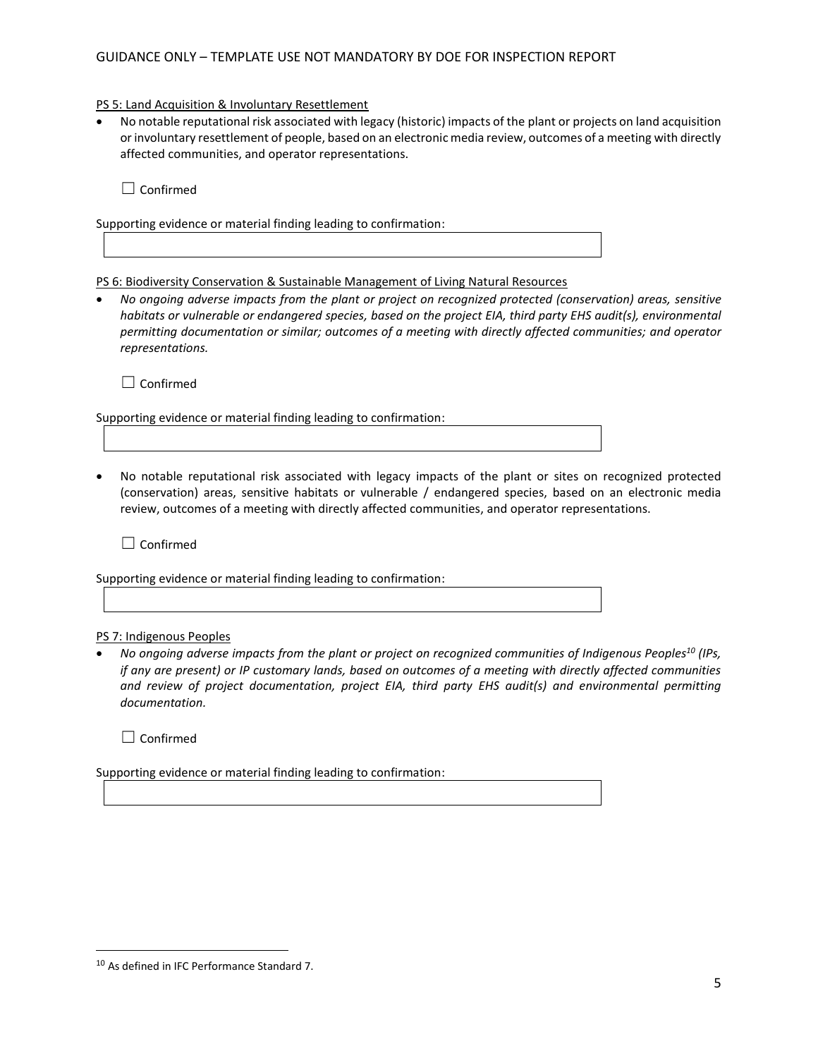PS 5: Land Acquisition & Involuntary Resettlement

- No notable reputational risk associated with legacy (historic) impacts of the plant or projects on land acquisition or involuntary resettlement of people, based on an electronic media review, outcomes of a meeting with directly affected communities, and operator representations.

☐ Confirmed

Supporting evidence or material finding leading to confirmation:

PS 6: Biodiversity Conservation & Sustainable Management of Living Natural Resources

- *No ongoing adverse impacts from the plant or project on recognized protected (conservation) areas, sensitive habitats or vulnerable or endangered species, based on the project EIA, third party EHS audit(s), environmental permitting documentation or similar; outcomes of a meeting with directly affected communities; and operator representations.*

☐ Confirmed

Supporting evidence or material finding leading to confirmation:

- No notable reputational risk associated with legacy impacts of the plant or sites on recognized protected (conservation) areas, sensitive habitats or vulnerable / endangered species, based on an electronic media review, outcomes of a meeting with directly affected communities, and operator representations.

☐ Confirmed

Supporting evidence or material finding leading to confirmation:

PS 7: Indigenous Peoples

- *No ongoing adverse impacts from the plant or project on recognized communities of Indigenous Peoples[10] (IPs, if any are present) or IP customary lands, based on outcomes of a meeting with directly affected communities and review of project documentation, project EIA, third party EHS audit(s) and environmental permitting documentation.*

☐ Confirmed

Supporting evidence or material finding leading to confirmation:

[10] As defined in IFC Performance Standard 7.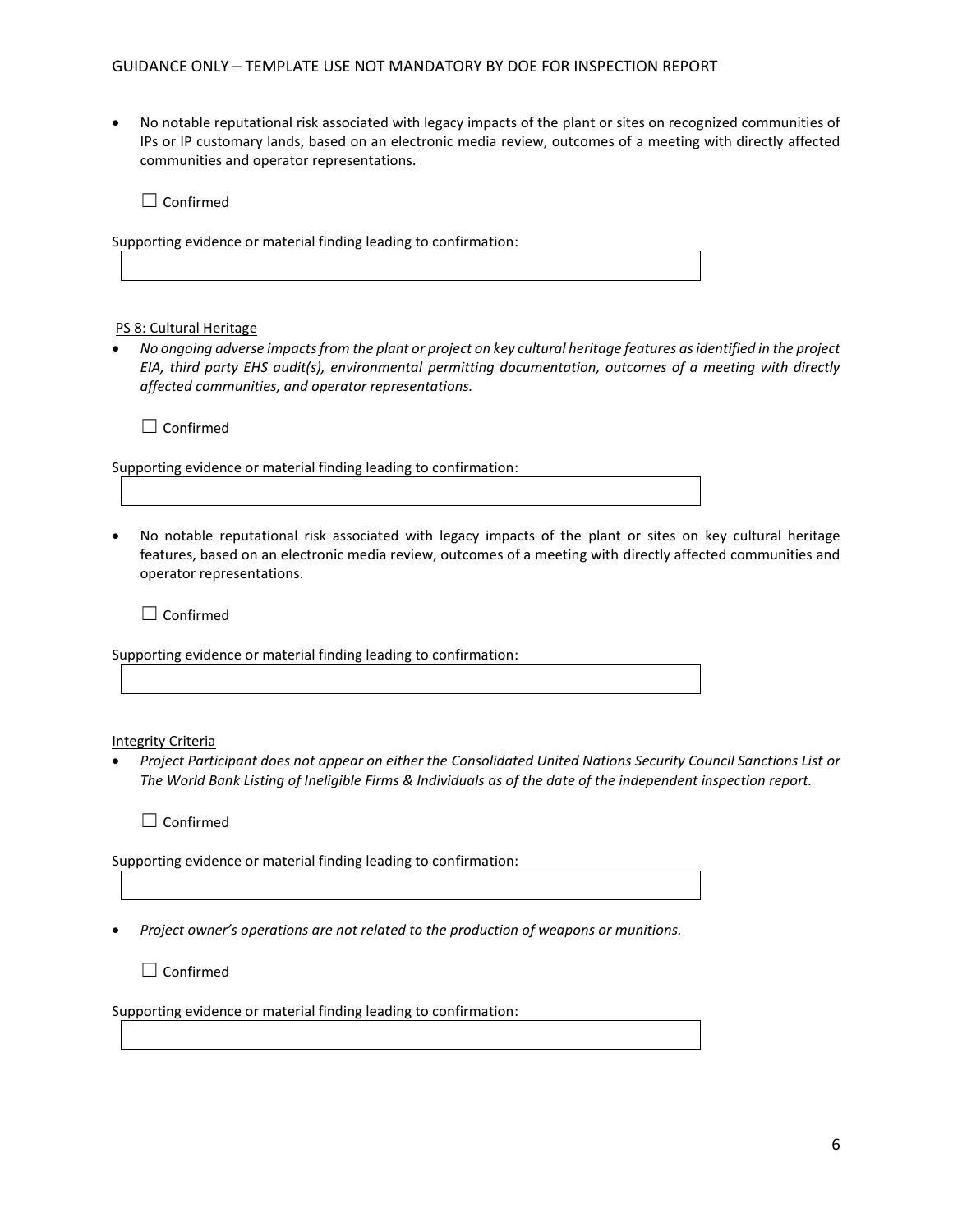- No notable reputational risk associated with legacy impacts of the plant or sites on recognized communities of IPs or IP customary lands, based on an electronic media review, outcomes of a meeting with directly affected communities and operator representations.

☐ Confirmed

Supporting evidence or material finding leading to confirmation:

PS 8: Cultural Heritage

- *No ongoing adverse impacts from the plant or project on key cultural heritage features as identified in the project EIA, third party EHS audit(s), environmental permitting documentation, outcomes of a meeting with directly affected communities, and operator representations.*

☐ Confirmed

Supporting evidence or material finding leading to confirmation:

- No notable reputational risk associated with legacy impacts of the plant or sites on key cultural heritage features, based on an electronic media review, outcomes of a meeting with directly affected communities and operator representations.

☐ Confirmed

Supporting evidence or material finding leading to confirmation:

Integrity Criteria

- *Project Participant does not appear on either the Consolidated United Nations Security Council Sanctions List or The World Bank Listing of Ineligible Firms & Individuals as of the date of the independent inspection report.*

☐ Confirmed

Supporting evidence or material finding leading to confirmation:

- *Project owner's operations are not related to the production of weapons or munitions.*

☐ Confirmed

Supporting evidence or material finding leading to confirmation: